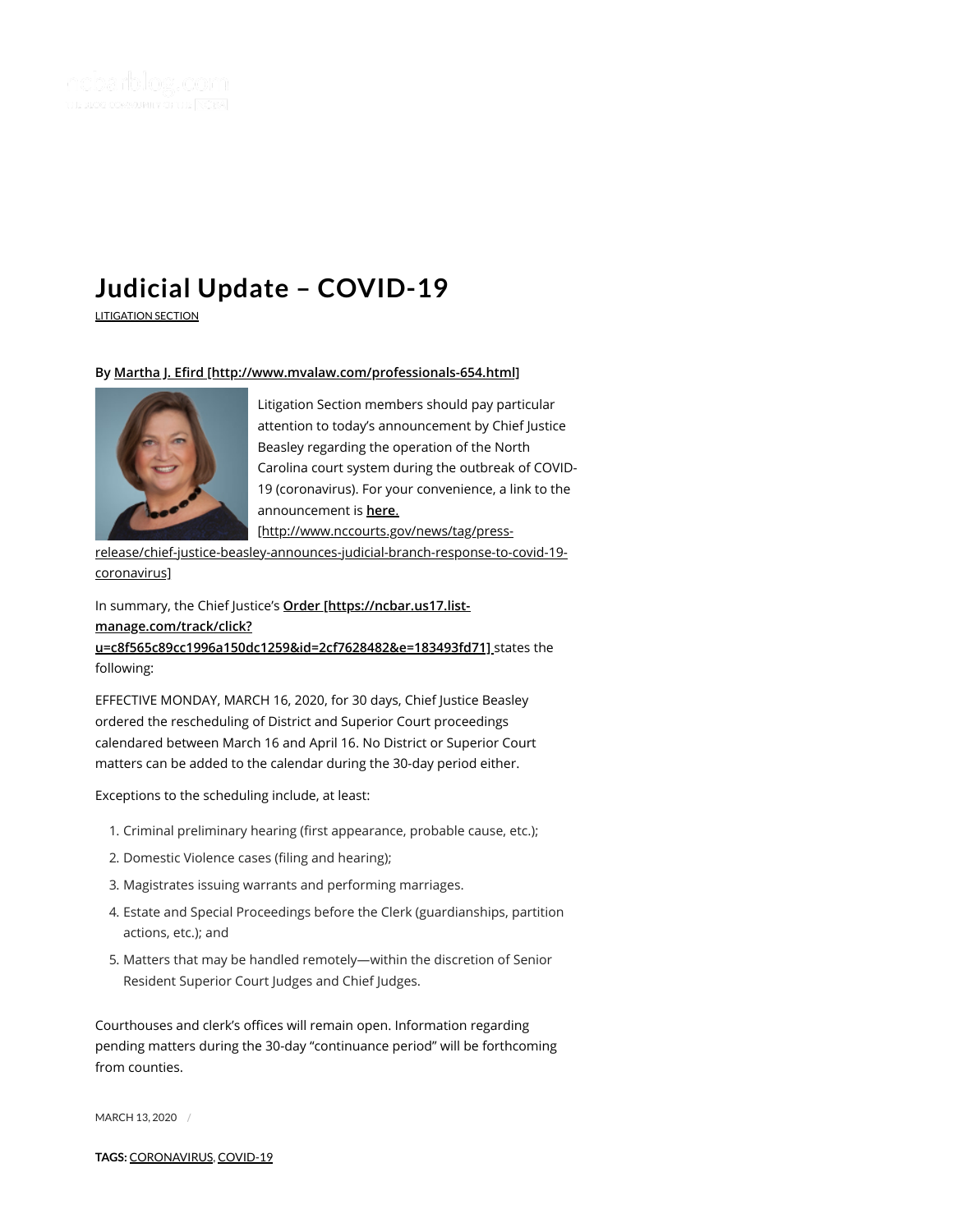# Judicial Update – COVID-19

LITIGATION SECTION

**By Martha J. Efird [http://www.mvalaw.com/professionals-654.html]**

Litigation Section members should pay particular attention to today's announcement by Chief Justice Beasley regarding the operation of the North Carolina court system during the outbreak of COVID-19 (coronavirus). For your convenience, a link to the announcement is **here.** [http://www.nccourts.gov/news/tag/press-release/chief-justice-beasley-announces-judicial-branch-response-to-covid-19-coronavirus]

In summary, the Chief Justice's **Order [https://ncbar.us17.list-manage.com/track/click?u=c8f565c89cc1996a150dc1259&id=2cf7628482&e=183493fd71]** states the following:

EFFECTIVE MONDAY, MARCH 16, 2020, for 30 days, Chief Justice Beasley ordered the rescheduling of District and Superior Court proceedings calendared between March 16 and April 16. No District or Superior Court matters can be added to the calendar during the 30-day period either.

Exceptions to the scheduling include, at least:

1. Criminal preliminary hearing (first appearance, probable cause, etc.);
2. Domestic Violence cases (filing and hearing);
3. Magistrates issuing warrants and performing marriages.
4. Estate and Special Proceedings before the Clerk (guardianships, partition actions, etc.); and
5. Matters that may be handled remotely—within the discretion of Senior Resident Superior Court Judges and Chief Judges.

Courthouses and clerk's offices will remain open. Information regarding pending matters during the 30-day "continuance period" will be forthcoming from counties.

MARCH 13, 2020 /

**TAGS:** CORONAVIRUS, COVID-19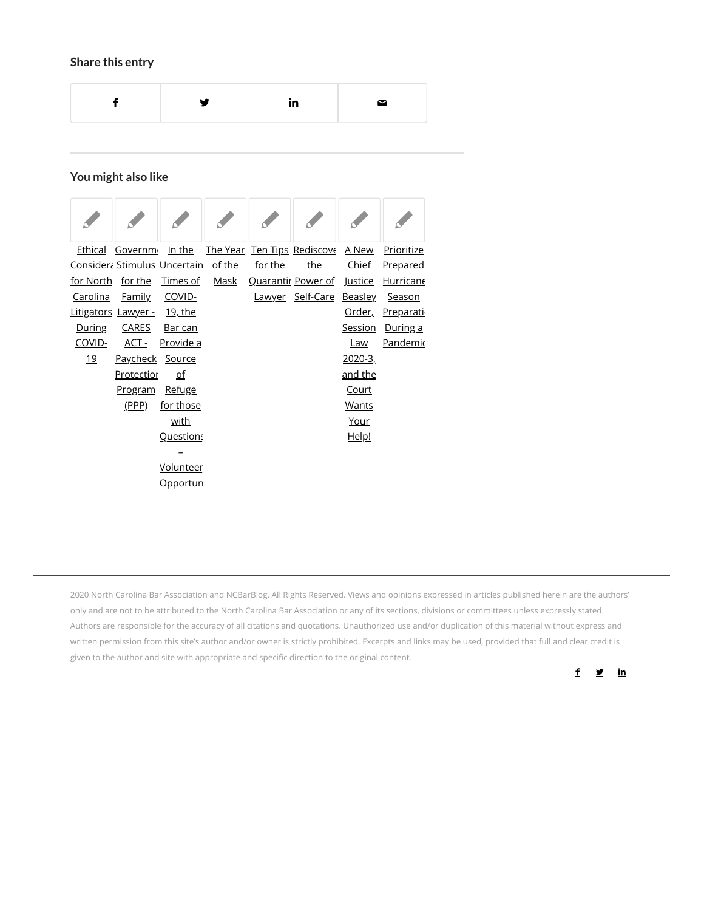## Share this entry

## You might also like

- Ethical Considera for North Carolina Litigators During COVID-19
- Governm Stimulus for the Family Lawyer - CARES ACT - Paycheck Protection Program (PPP)
- In the Uncertain Times of COVID-19, the Bar can Provide a Source of Refuge for those with Questions – Volunteer Opportun
- The Year of the Mask
- Ten Tips for the Quarantir Lawyer
- Rediscove the Power of Self-Care
- A New Chief Justice Beasley Order, Session Law 2020-3, and the Court Wants Your Help!
- Prioritize Prepared Hurricane Season Preparati During a Pandemic

2020 North Carolina Bar Association and NCBarBlog. All Rights Reserved. Views and opinions expressed in articles published herein are the authors' only and are not to be attributed to the North Carolina Bar Association or any of its sections, divisions or committees unless expressly stated. Authors are responsible for the accuracy of all citations and quotations. Unauthorized use and/or duplication of this material without express and written permission from this site's author and/or owner is strictly prohibited. Excerpts and links may be used, provided that full and clear credit is given to the author and site with appropriate and specific direction to the original content.